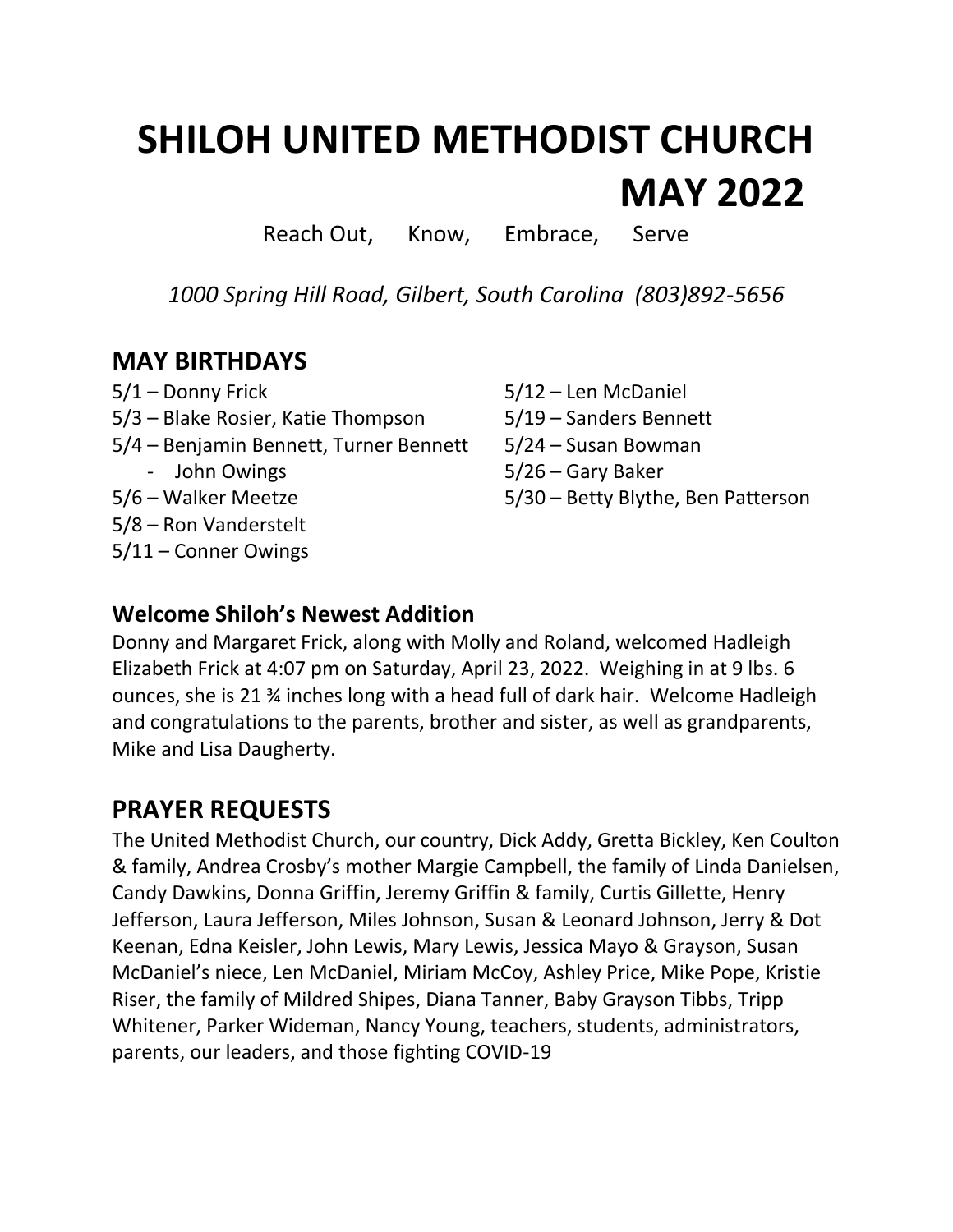# SHILOH UNITED METHODIST CHURCH
# MAY 2022

Reach Out, Know, Embrace, Serve

*1000 Spring Hill Road, Gilbert, South Carolina (803)892-5656*

## MAY BIRTHDAYS

5/1 – Donny Frick
5/3 – Blake Rosier, Katie Thompson
5/4 – Benjamin Bennett, Turner Bennett
- John Owings

5/6 – Walker Meetze
5/8 – Ron Vanderstelt
5/11 – Conner Owings
5/12 – Len McDaniel
5/19 – Sanders Bennett
5/24 – Susan Bowman
5/26 – Gary Baker
5/30 – Betty Blythe, Ben Patterson

### Welcome Shiloh's Newest Addition

Donny and Margaret Frick, along with Molly and Roland, welcomed Hadleigh Elizabeth Frick at 4:07 pm on Saturday, April 23, 2022. Weighing in at 9 lbs. 6 ounces, she is 21 ¾ inches long with a head full of dark hair. Welcome Hadleigh and congratulations to the parents, brother and sister, as well as grandparents, Mike and Lisa Daugherty.

## PRAYER REQUESTS

The United Methodist Church, our country, Dick Addy, Gretta Bickley, Ken Coulton & family, Andrea Crosby's mother Margie Campbell, the family of Linda Danielsen, Candy Dawkins, Donna Griffin, Jeremy Griffin & family, Curtis Gillette, Henry Jefferson, Laura Jefferson, Miles Johnson, Susan & Leonard Johnson, Jerry & Dot Keenan, Edna Keisler, John Lewis, Mary Lewis, Jessica Mayo & Grayson, Susan McDaniel's niece, Len McDaniel, Miriam McCoy, Ashley Price, Mike Pope, Kristie Riser, the family of Mildred Shipes, Diana Tanner, Baby Grayson Tibbs, Tripp Whitener, Parker Wideman, Nancy Young, teachers, students, administrators, parents, our leaders, and those fighting COVID-19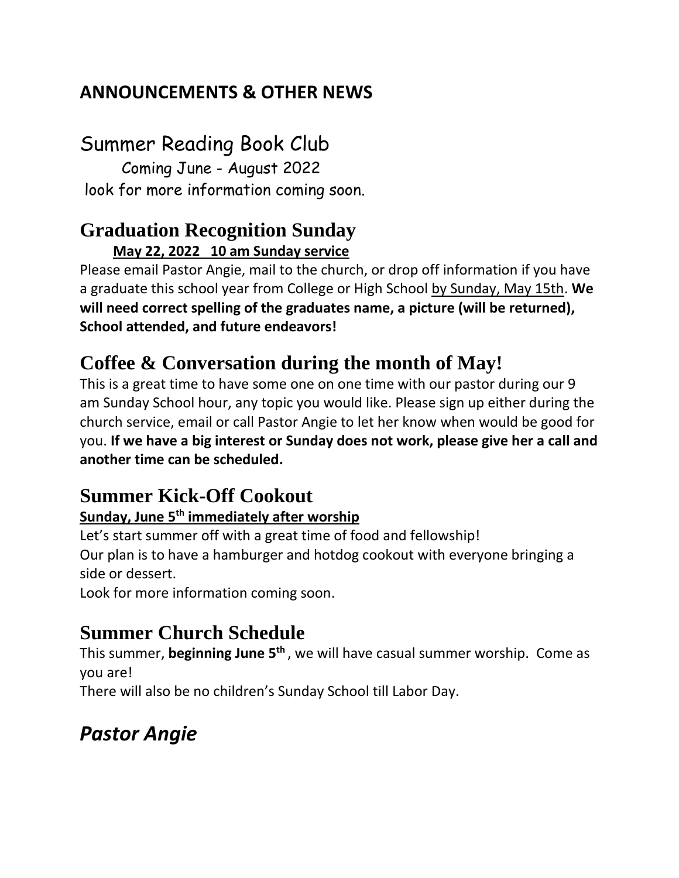## ANNOUNCEMENTS & OTHER NEWS

## Summer Reading Book Club

Coming June - August 2022

look for more information coming soon.

## Graduation Recognition Sunday

**May 22, 2022 10 am Sunday service**

Please email Pastor Angie, mail to the church, or drop off information if you have a graduate this school year from College or High School by Sunday, May 15th. **We will need correct spelling of the graduates name, a picture (will be returned), School attended, and future endeavors!**

## Coffee & Conversation during the month of May!

This is a great time to have some one on one time with our pastor during our 9 am Sunday School hour, any topic you would like. Please sign up either during the church service, email or call Pastor Angie to let her know when would be good for you. **If we have a big interest or Sunday does not work, please give her a call and another time can be scheduled.**

## Summer Kick-Off Cookout

**Sunday, June 5th immediately after worship**

Let's start summer off with a great time of food and fellowship!

Our plan is to have a hamburger and hotdog cookout with everyone bringing a side or dessert.

Look for more information coming soon.

## Summer Church Schedule

This summer, **beginning June 5th**, we will have casual summer worship. Come as you are!

There will also be no children's Sunday School till Labor Day.

***Pastor Angie***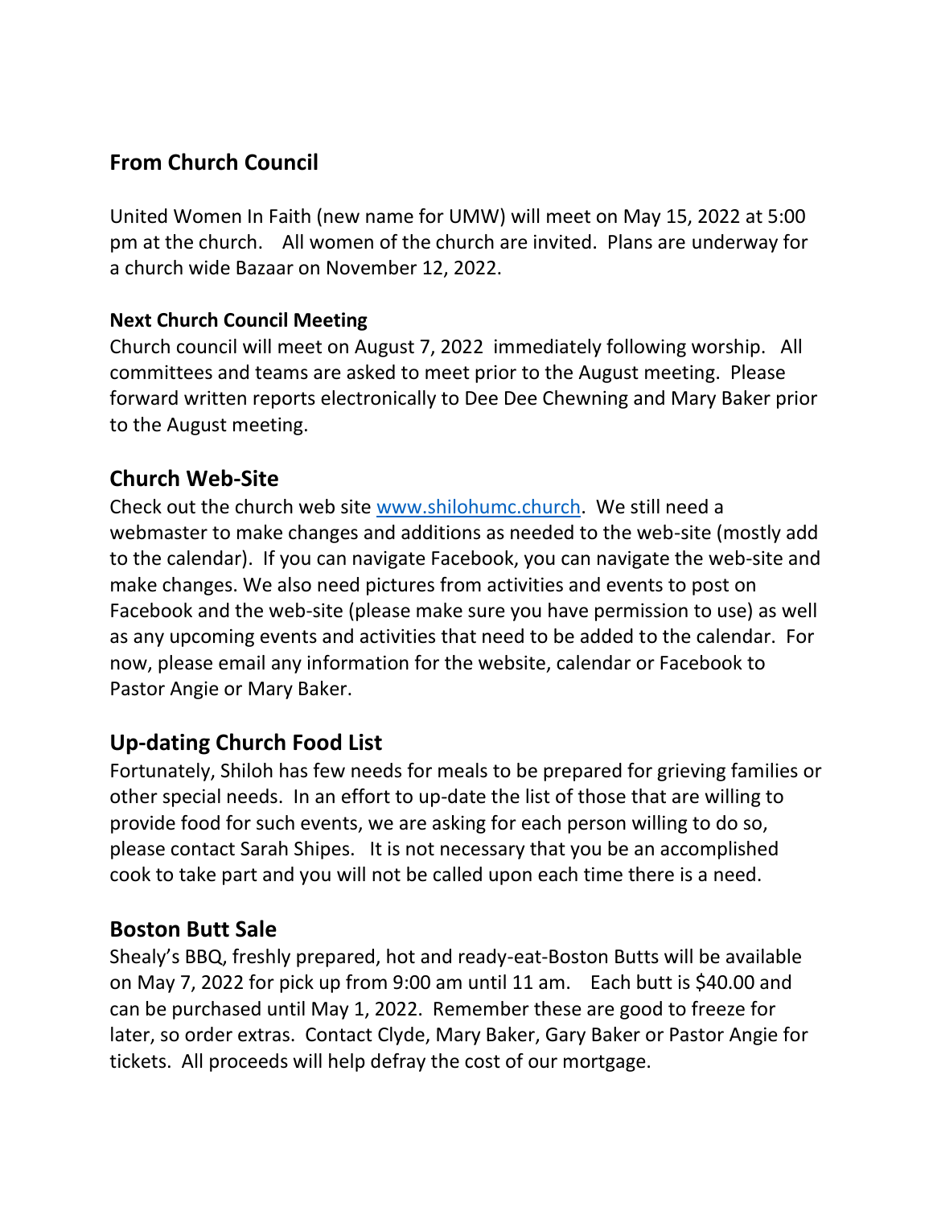## From Church Council

United Women In Faith (new name for UMW) will meet on May 15, 2022 at 5:00 pm at the church. All women of the church are invited. Plans are underway for a church wide Bazaar on November 12, 2022.

### Next Church Council Meeting

Church council will meet on August 7, 2022 immediately following worship. All committees and teams are asked to meet prior to the August meeting. Please forward written reports electronically to Dee Dee Chewning and Mary Baker prior to the August meeting.

## Church Web-Site

Check out the church web site [www.shilohumc.church](http://www.shilohumc.church). We still need a webmaster to make changes and additions as needed to the web-site (mostly add to the calendar). If you can navigate Facebook, you can navigate the web-site and make changes. We also need pictures from activities and events to post on Facebook and the web-site (please make sure you have permission to use) as well as any upcoming events and activities that need to be added to the calendar. For now, please email any information for the website, calendar or Facebook to Pastor Angie or Mary Baker.

## Up-dating Church Food List

Fortunately, Shiloh has few needs for meals to be prepared for grieving families or other special needs. In an effort to up-date the list of those that are willing to provide food for such events, we are asking for each person willing to do so, please contact Sarah Shipes. It is not necessary that you be an accomplished cook to take part and you will not be called upon each time there is a need.

## Boston Butt Sale

Shealy's BBQ, freshly prepared, hot and ready-eat-Boston Butts will be available on May 7, 2022 for pick up from 9:00 am until 11 am. Each butt is $40.00 and can be purchased until May 1, 2022. Remember these are good to freeze for later, so order extras. Contact Clyde, Mary Baker, Gary Baker or Pastor Angie for tickets. All proceeds will help defray the cost of our mortgage.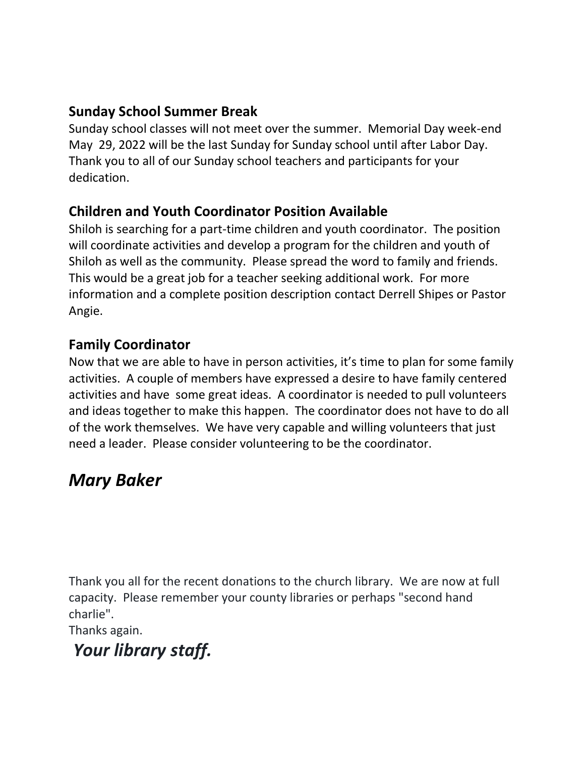### Sunday School Summer Break

Sunday school classes will not meet over the summer. Memorial Day week-end May 29, 2022 will be the last Sunday for Sunday school until after Labor Day. Thank you to all of our Sunday school teachers and participants for your dedication.

### Children and Youth Coordinator Position Available

Shiloh is searching for a part-time children and youth coordinator. The position will coordinate activities and develop a program for the children and youth of Shiloh as well as the community. Please spread the word to family and friends. This would be a great job for a teacher seeking additional work. For more information and a complete position description contact Derrell Shipes or Pastor Angie.

### Family Coordinator

Now that we are able to have in person activities, it's time to plan for some family activities. A couple of members have expressed a desire to have family centered activities and have some great ideas. A coordinator is needed to pull volunteers and ideas together to make this happen. The coordinator does not have to do all of the work themselves. We have very capable and willing volunteers that just need a leader. Please consider volunteering to be the coordinator.

***Mary Baker***

Thank you all for the recent donations to the church library. We are now at full capacity. Please remember your county libraries or perhaps "second hand charlie".
Thanks again.

***Your library staff.***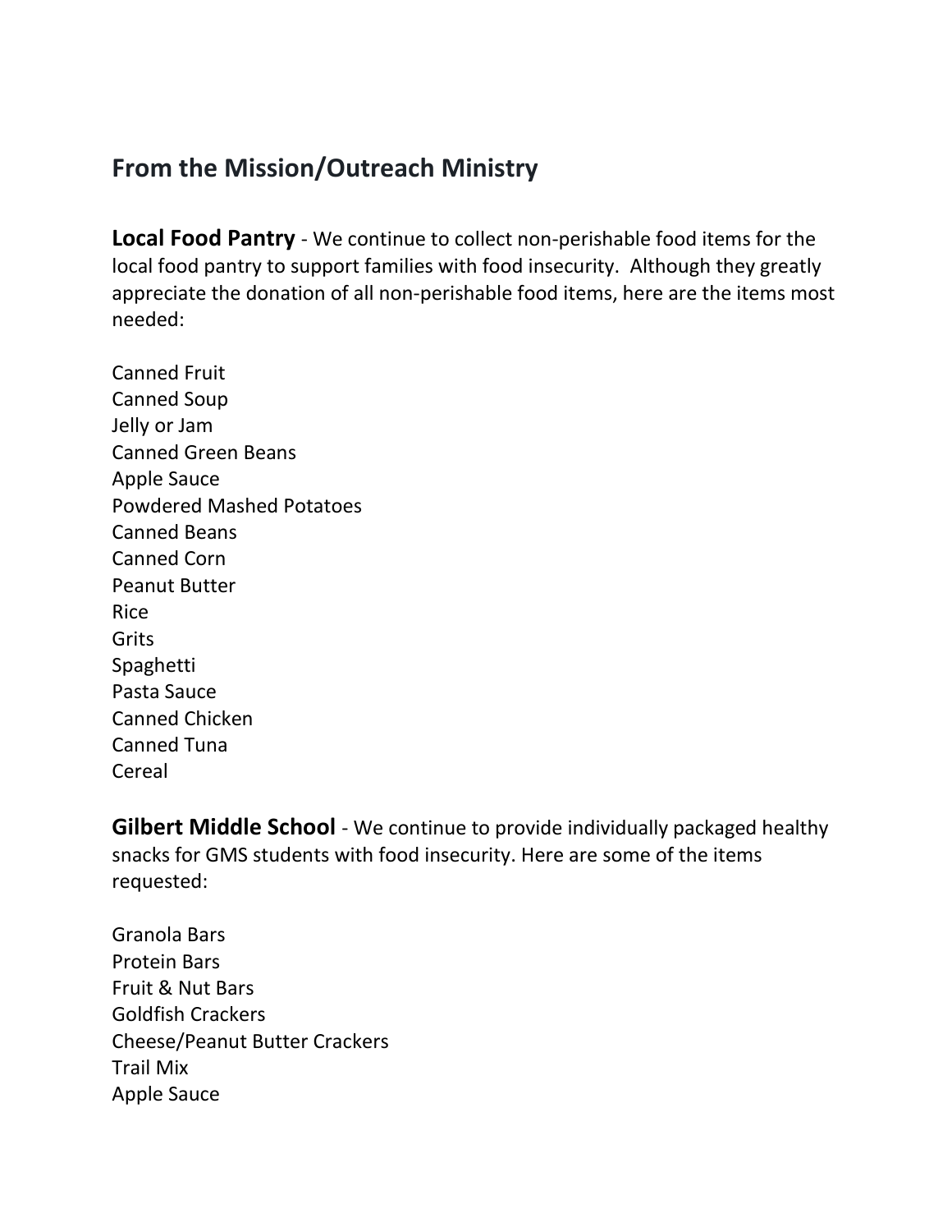## From the Mission/Outreach Ministry

**Local Food Pantry** - We continue to collect non-perishable food items for the local food pantry to support families with food insecurity. Although they greatly appreciate the donation of all non-perishable food items, here are the items most needed:

Canned Fruit
Canned Soup
Jelly or Jam
Canned Green Beans
Apple Sauce
Powdered Mashed Potatoes
Canned Beans
Canned Corn
Peanut Butter
Rice
Grits
Spaghetti
Pasta Sauce
Canned Chicken
Canned Tuna
Cereal

**Gilbert Middle School** - We continue to provide individually packaged healthy snacks for GMS students with food insecurity. Here are some of the items requested:

Granola Bars
Protein Bars
Fruit & Nut Bars
Goldfish Crackers
Cheese/Peanut Butter Crackers
Trail Mix
Apple Sauce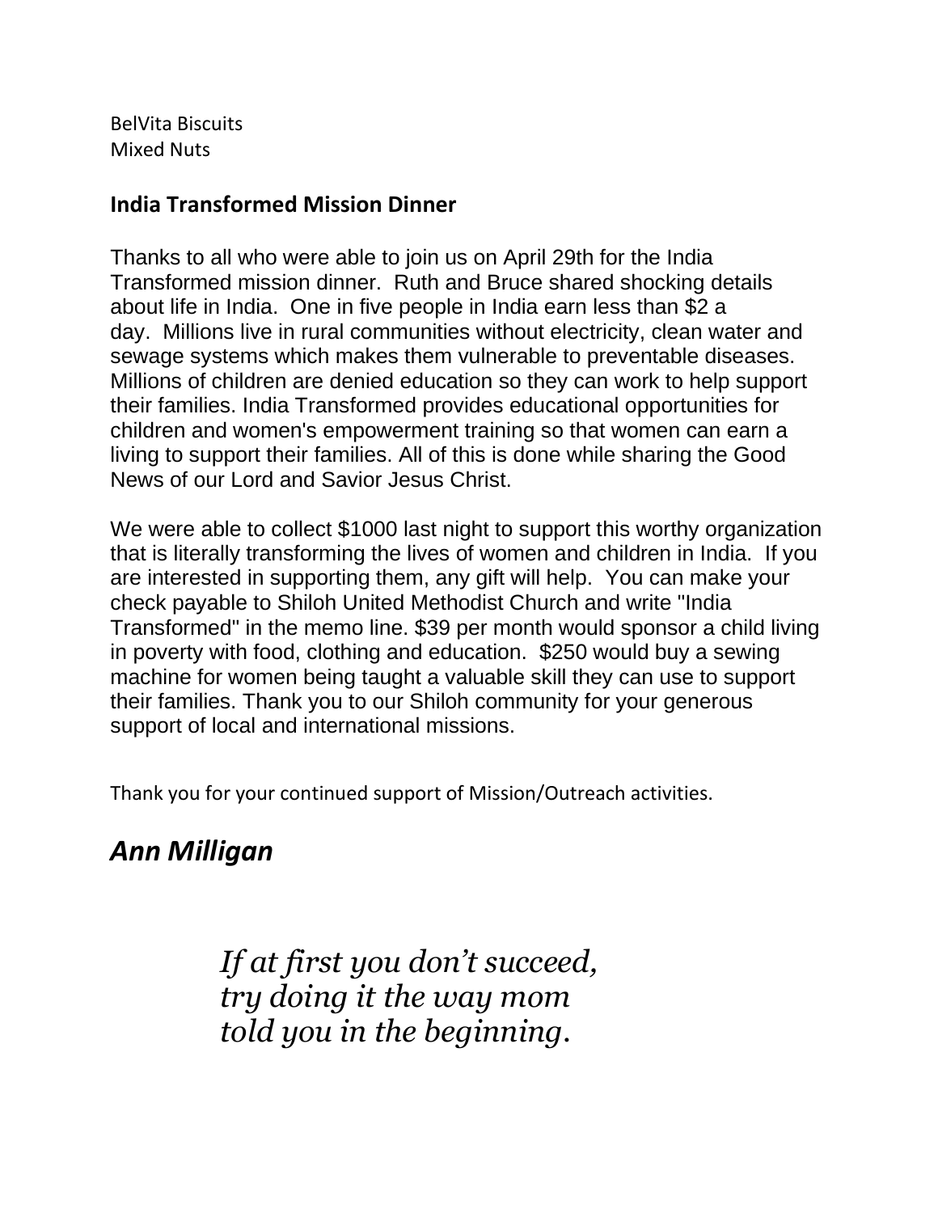BelVita Biscuits
Mixed Nuts

**India Transformed Mission Dinner**

Thanks to all who were able to join us on April 29th for the India Transformed mission dinner. Ruth and Bruce shared shocking details about life in India. One in five people in India earn less than $2 a day. Millions live in rural communities without electricity, clean water and sewage systems which makes them vulnerable to preventable diseases. Millions of children are denied education so they can work to help support their families. India Transformed provides educational opportunities for children and women's empowerment training so that women can earn a living to support their families. All of this is done while sharing the Good News of our Lord and Savior Jesus Christ.

We were able to collect $1000 last night to support this worthy organization that is literally transforming the lives of women and children in India. If you are interested in supporting them, any gift will help. You can make your check payable to Shiloh United Methodist Church and write "India Transformed" in the memo line. $39 per month would sponsor a child living in poverty with food, clothing and education. $250 would buy a sewing machine for women being taught a valuable skill they can use to support their families. Thank you to our Shiloh community for your generous support of local and international missions.

Thank you for your continued support of Mission/Outreach activities.

***Ann Milligan***

*If at first you don't succeed,*
*try doing it the way mom*
*told you in the beginning.*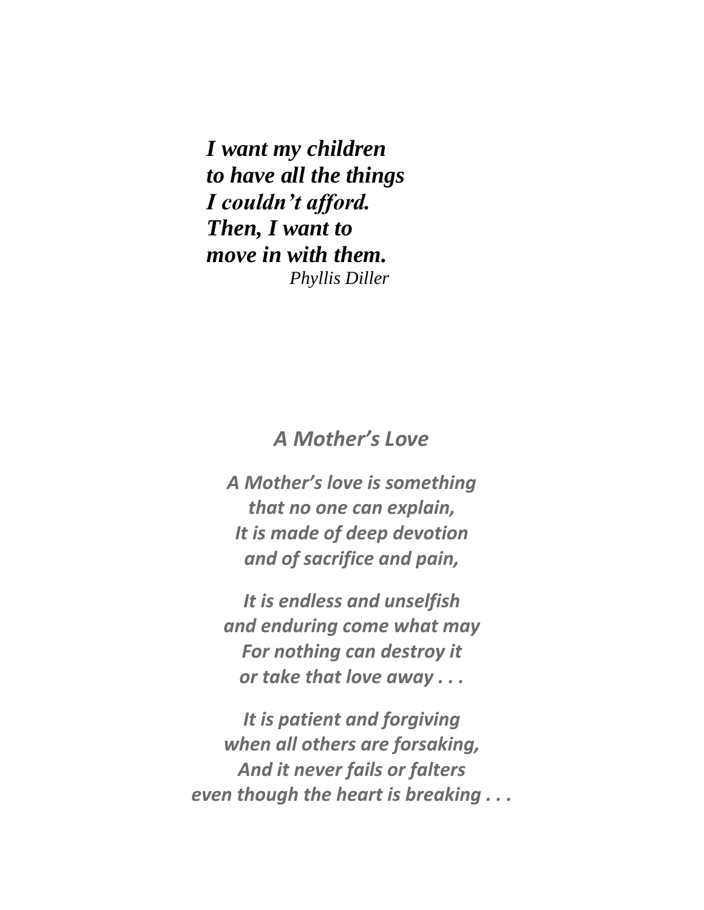***I want my children***
***to have all the things***
***I couldn't afford.***
***Then, I want to***
***move in with them.***
*Phyllis Diller*

## *A Mother's Love*

***A Mother's love is something***
***that no one can explain,***
***It is made of deep devotion***
***and of sacrifice and pain,***

***It is endless and unselfish***
***and enduring come what may***
***For nothing can destroy it***
***or take that love away . . .***

***It is patient and forgiving***
***when all others are forsaking,***
***And it never fails or falters***
***even though the heart is breaking . . .***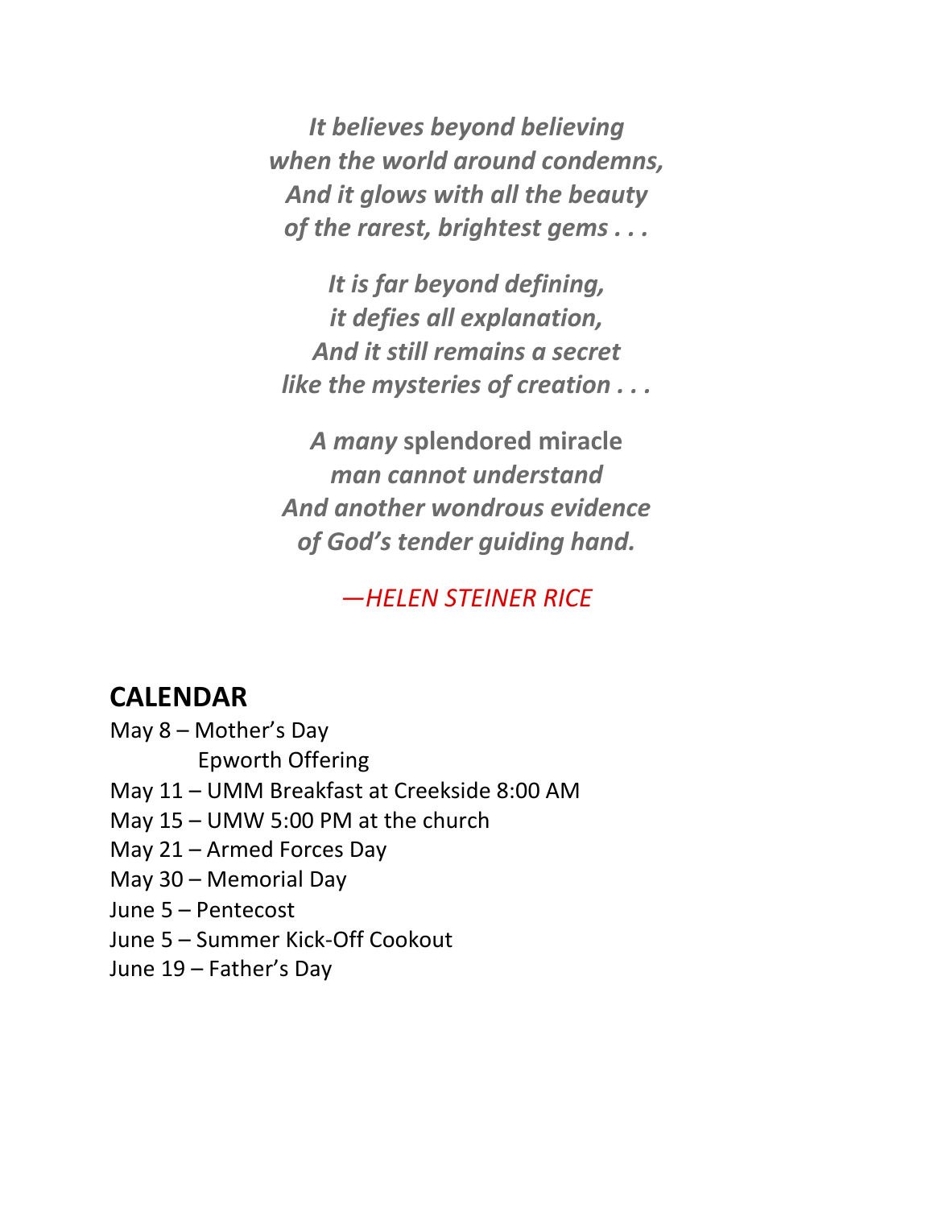*It believes beyond believing*
*when the world around condemns,*
*And it glows with all the beauty*
*of the rarest, brightest gems . . .*

*It is far beyond defining,*
*it defies all explanation,*
*And it still remains a secret*
*like the mysteries of creation . . .*

*A many* **splendored miracle**
*man cannot understand*
*And another wondrous evidence*
*of God's tender guiding hand.*

*—HELEN STEINER RICE*

## CALENDAR

May 8 – Mother's Day
Epworth Offering
May 11 – UMM Breakfast at Creekside 8:00 AM
May 15 – UMW 5:00 PM at the church
May 21 – Armed Forces Day
May 30 – Memorial Day
June 5 – Pentecost
June 5 – Summer Kick-Off Cookout
June 19 – Father's Day